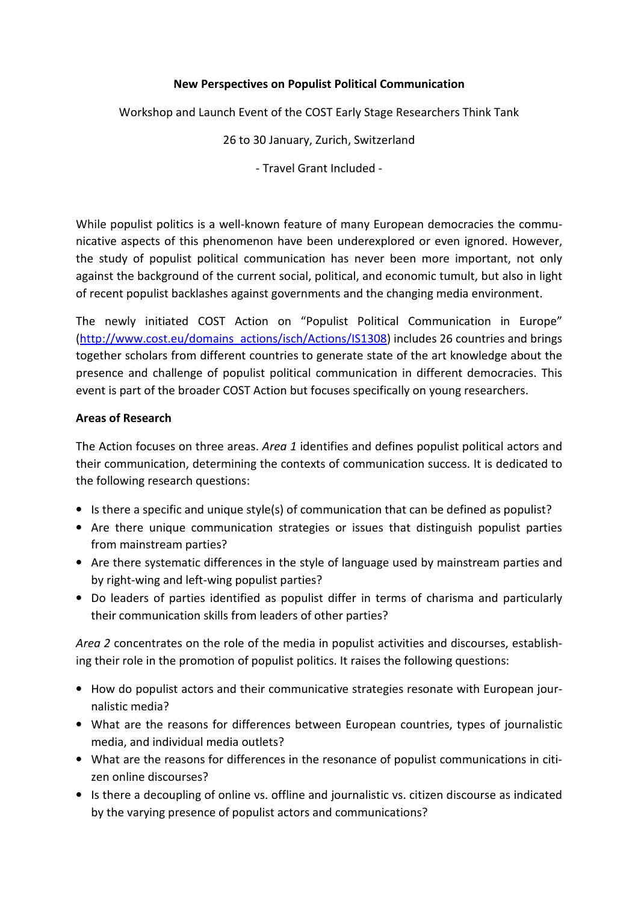**New Perspectives on Populist Political Communication**

Workshop and Launch Event of the COST Early Stage Researchers Think Tank

26 to 30 January, Zurich, Switzerland

- Travel Grant Included -

While populist politics is a well-known feature of many European democracies the communicative aspects of this phenomenon have been underexplored or even ignored. However, the study of populist political communication has never been more important, not only against the background of the current social, political, and economic tumult, but also in light of recent populist backlashes against governments and the changing media environment.

The newly initiated COST Action on "Populist Political Communication in Europe" (http://www.cost.eu/domains_actions/isch/Actions/IS1308) includes 26 countries and brings together scholars from different countries to generate state of the art knowledge about the presence and challenge of populist political communication in different democracies. This event is part of the broader COST Action but focuses specifically on young researchers.

**Areas of Research**

The Action focuses on three areas. *Area 1* identifies and defines populist political actors and their communication, determining the contexts of communication success. It is dedicated to the following research questions:

- Is there a specific and unique style(s) of communication that can be defined as populist?
- Are there unique communication strategies or issues that distinguish populist parties from mainstream parties?
- Are there systematic differences in the style of language used by mainstream parties and by right-wing and left-wing populist parties?
- Do leaders of parties identified as populist differ in terms of charisma and particularly their communication skills from leaders of other parties?

*Area 2* concentrates on the role of the media in populist activities and discourses, establishing their role in the promotion of populist politics. It raises the following questions:

- How do populist actors and their communicative strategies resonate with European journalistic media?
- What are the reasons for differences between European countries, types of journalistic media, and individual media outlets?
- What are the reasons for differences in the resonance of populist communications in citizen online discourses?
- Is there a decoupling of online vs. offline and journalistic vs. citizen discourse as indicated by the varying presence of populist actors and communications?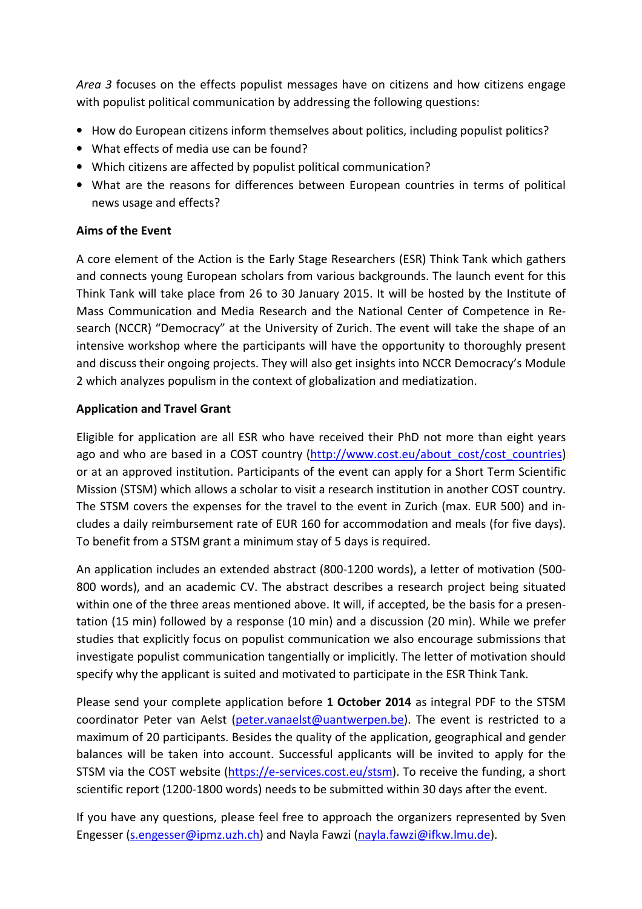*Area 3* focuses on the effects populist messages have on citizens and how citizens engage with populist political communication by addressing the following questions:

- How do European citizens inform themselves about politics, including populist politics?
- What effects of media use can be found?
- Which citizens are affected by populist political communication?
- What are the reasons for differences between European countries in terms of political news usage and effects?

**Aims of the Event**

A core element of the Action is the Early Stage Researchers (ESR) Think Tank which gathers and connects young European scholars from various backgrounds. The launch event for this Think Tank will take place from 26 to 30 January 2015. It will be hosted by the Institute of Mass Communication and Media Research and the National Center of Competence in Research (NCCR) “Democracy” at the University of Zurich. The event will take the shape of an intensive workshop where the participants will have the opportunity to thoroughly present and discuss their ongoing projects. They will also get insights into NCCR Democracy’s Module 2 which analyzes populism in the context of globalization and mediatization.

**Application and Travel Grant**

Eligible for application are all ESR who have received their PhD not more than eight years ago and who are based in a COST country (http://www.cost.eu/about_cost/cost_countries) or at an approved institution. Participants of the event can apply for a Short Term Scientific Mission (STSM) which allows a scholar to visit a research institution in another COST country. The STSM covers the expenses for the travel to the event in Zurich (max. EUR 500) and includes a daily reimbursement rate of EUR 160 for accommodation and meals (for five days). To benefit from a STSM grant a minimum stay of 5 days is required.

An application includes an extended abstract (800-1200 words), a letter of motivation (500-800 words), and an academic CV. The abstract describes a research project being situated within one of the three areas mentioned above. It will, if accepted, be the basis for a presentation (15 min) followed by a response (10 min) and a discussion (20 min). While we prefer studies that explicitly focus on populist communication we also encourage submissions that investigate populist communication tangentially or implicitly. The letter of motivation should specify why the applicant is suited and motivated to participate in the ESR Think Tank.

Please send your complete application before **1 October 2014** as integral PDF to the STSM coordinator Peter van Aelst (peter.vanaelst@uantwerpen.be). The event is restricted to a maximum of 20 participants. Besides the quality of the application, geographical and gender balances will be taken into account. Successful applicants will be invited to apply for the STSM via the COST website (https://e-services.cost.eu/stsm). To receive the funding, a short scientific report (1200-1800 words) needs to be submitted within 30 days after the event.

If you have any questions, please feel free to approach the organizers represented by Sven Engesser (s.engesser@ipmz.uzh.ch) and Nayla Fawzi (nayla.fawzi@ifkw.lmu.de).